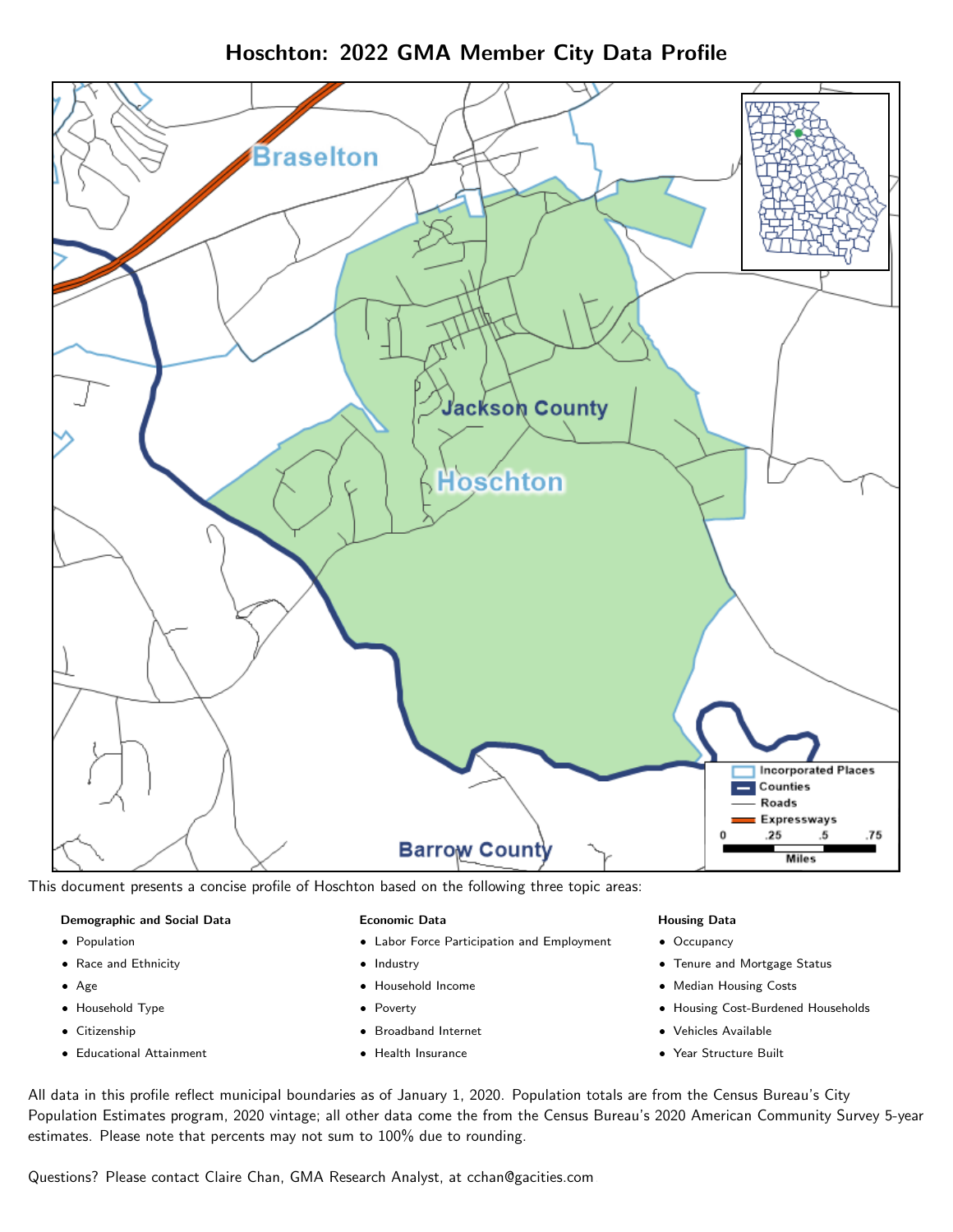# Hoschton: 2022 GMA Member City Data Profile

This document presents a concise profile of Hoschton based on the following three topic areas:

**Demographic and Social Data**

- Population
- Race and Ethnicity
- Age
- Household Type
- Citizenship
- Educational Attainment

**Economic Data**

- Labor Force Participation and Employment
- Industry
- Household Income
- Poverty
- Broadband Internet
- Health Insurance

**Housing Data**

- Occupancy
- Tenure and Mortgage Status
- Median Housing Costs
- Housing Cost-Burdened Households
- Vehicles Available
- Year Structure Built

All data in this profile reflect municipal boundaries as of January 1, 2020. Population totals are from the Census Bureau's City Population Estimates program, 2020 vintage; all other data come the from the Census Bureau's 2020 American Community Survey 5-year estimates. Please note that percents may not sum to 100% due to rounding.

Questions? Please contact Claire Chan, GMA Research Analyst, at cchan@gacities.com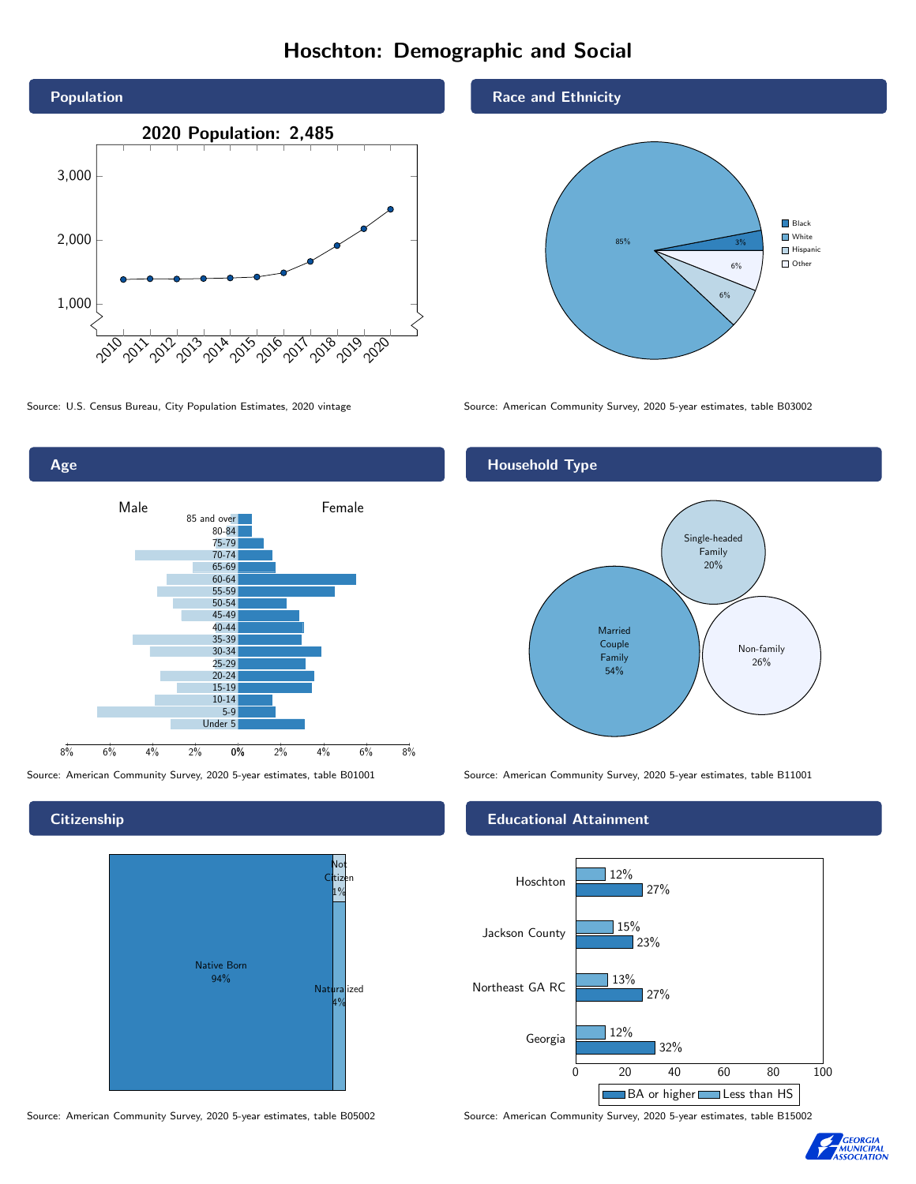# Hoschton: Demographic and Social

## Population

2020 Population: 2,485

Source: U.S. Census Bureau, City Population Estimates, 2020 vintage

## Race and Ethnicity

| Race/Ethnicity | Percent |
|---|---|
| Black | 3% |
| White | 85% |
| Hispanic | 6% |
| Other | 6% |

Source: American Community Survey, 2020 5-year estimates, table B03002

## Age

Male / Female

Age groups: 85 and over, 80-84, 75-79, 70-74, 65-69, 60-64, 55-59, 50-54, 45-49, 40-44, 35-39, 30-34, 25-29, 20-24, 15-19, 10-14, 5-9, Under 5

Source: American Community Survey, 2020 5-year estimates, table B01001

## Household Type

| Household Type | Percent |
|---|---|
| Married Couple Family | 54% |
| Single-headed Family | 20% |
| Non-family | 26% |

Source: American Community Survey, 2020 5-year estimates, table B11001

## Citizenship

| Citizenship | Percent |
|---|---|
| Native Born | 94% |
| Naturalized | 4% |
| Not Citizen | 1% |

Source: American Community Survey, 2020 5-year estimates, table B05002

## Educational Attainment

| Area | Less than HS | BA or higher |
|---|---|---|
| Hoschton | 12% | 27% |
| Jackson County | 15% | 23% |
| Northeast GA RC | 13% | 27% |
| Georgia | 12% | 32% |

Source: American Community Survey, 2020 5-year estimates, table B15002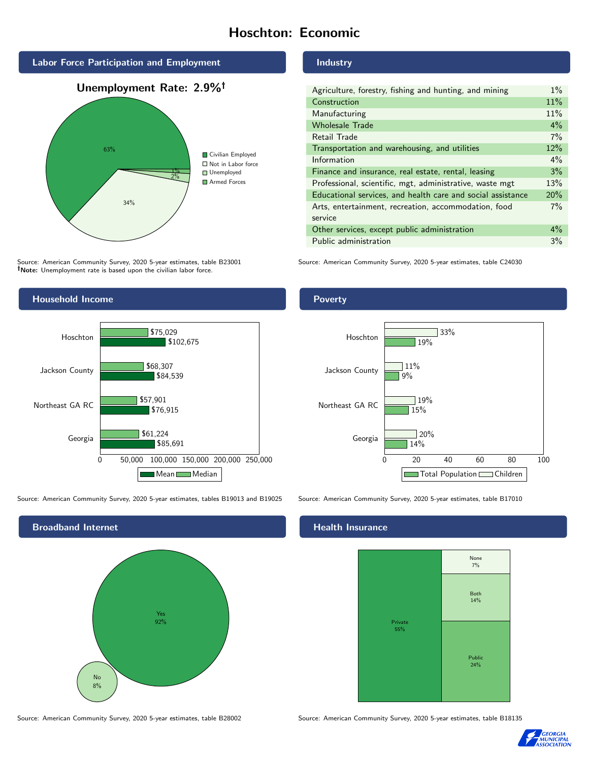# Hoschton: Economic

## Labor Force Participation and Employment

**Unemployment Rate: 2.9%†**

| Category | Percent |
| --- | --- |
| Civilian Employed | 63% |
| Not in Labor force | 34% |
| Unemployed | 2% |
| Armed Forces | 1% |

Source: American Community Survey, 2020 5-year estimates, table B23001
**†Note:** Unemployment rate is based upon the civilian labor force.

## Industry

| Industry | Percent |
| --- | --- |
| Agriculture, forestry, fishing and hunting, and mining | 1% |
| Construction | 11% |
| Manufacturing | 11% |
| Wholesale Trade | 4% |
| Retail Trade | 7% |
| Transportation and warehousing, and utilities | 12% |
| Information | 4% |
| Finance and insurance, real estate, rental, leasing | 3% |
| Professional, scientific, mgt, administrative, waste mgt | 13% |
| Educational services, and health care and social assistance | 20% |
| Arts, entertainment, recreation, accommodation, food service | 7% |
| Other services, except public administration | 4% |
| Public administration | 3% |

Source: American Community Survey, 2020 5-year estimates, table C24030

## Household Income

| | Median | Mean |
| --- | --- | --- |
| Hoschton | $75,029 | $102,675 |
| Jackson County | $68,307 | $84,539 |
| Northeast GA RC | $57,901 | $76,915 |
| Georgia | $61,224 | $85,691 |

Source: American Community Survey, 2020 5-year estimates, tables B19013 and B19025

## Poverty

| | Children | Total Population |
| --- | --- | --- |
| Hoschton | 33% | 19% |
| Jackson County | 11% | 9% |
| Northeast GA RC | 19% | 15% |
| Georgia | 20% | 14% |

Source: American Community Survey, 2020 5-year estimates, table B17010

## Broadband Internet

| | Percent |
| --- | --- |
| Yes | 92% |
| No | 8% |

Source: American Community Survey, 2020 5-year estimates, table B28002

## Health Insurance

| | Percent |
| --- | --- |
| Private | 55% |
| Public | 24% |
| Both | 14% |
| None | 7% |

Source: American Community Survey, 2020 5-year estimates, table B18135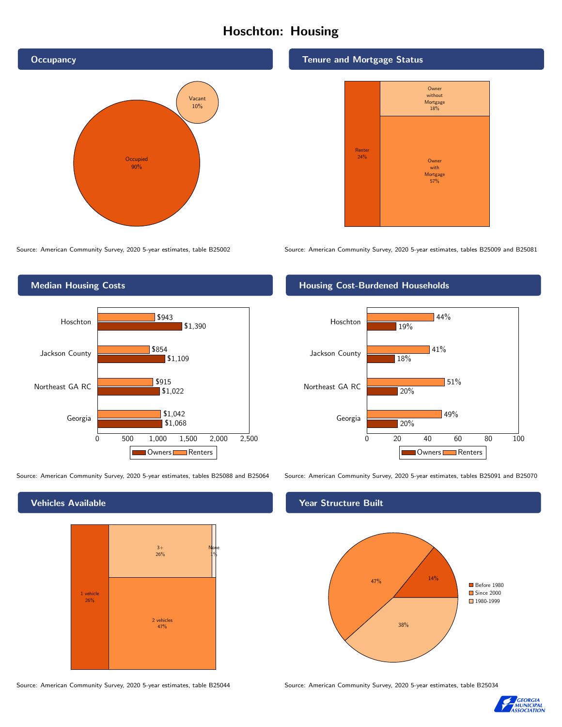# Hoschton: Housing

## Occupancy

Vacant
10%

Occupied
90%

Source: American Community Survey, 2020 5-year estimates, table B25002

## Tenure and Mortgage Status

Owner
without
Mortgage
18%

Renter
24%

Owner
with
Mortgage
57%

Source: American Community Survey, 2020 5-year estimates, tables B25009 and B25081

## Median Housing Costs

Hoschton
$943
$1,390

Jackson County
$854
$1,109

Northeast GA RC
$915
$1,022

Georgia
$1,042
$1,068

0 500 1,000 1,500 2,000 2,500

Owners Renters

Source: American Community Survey, 2020 5-year estimates, tables B25088 and B25064

## Housing Cost-Burdened Households

Hoschton
44%
19%

Jackson County
41%
18%

Northeast GA RC
51%
20%

Georgia
49%
20%

0 20 40 60 80 100

Owners Renters

Source: American Community Survey, 2020 5-year estimates, tables B25091 and B25070

## Vehicles Available

3+
26%

None
1%

1 vehicle
26%

2 vehicles
47%

Source: American Community Survey, 2020 5-year estimates, table B25044

## Year Structure Built

47%

14%

38%

Before 1980
Since 2000
1980-1999

Source: American Community Survey, 2020 5-year estimates, table B25034